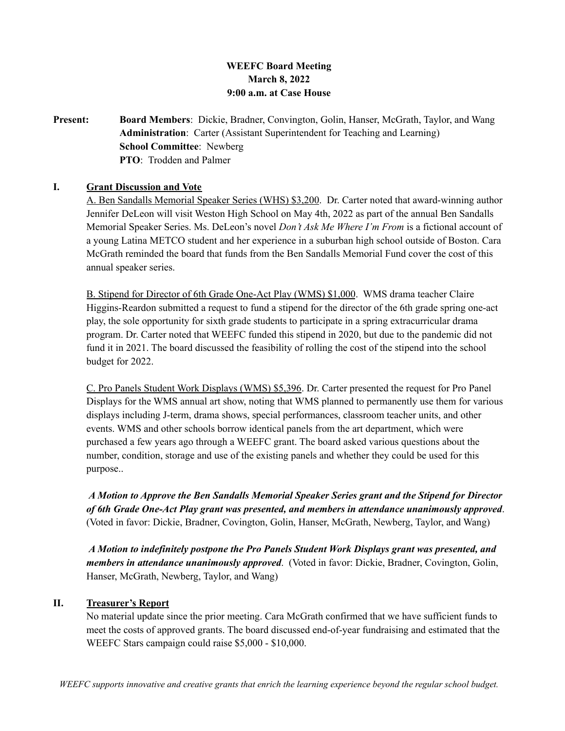**WEEFC Board Meeting**
**March 8, 2022**
**9:00 a.m. at Case House**

**Present:** **Board Members**: Dickie, Bradner, Convington, Golin, Hanser, McGrath, Taylor, and Wang
**Administration**: Carter (Assistant Superintendent for Teaching and Learning)
**School Committee**: Newberg
**PTO**: Trodden and Palmer

## I. Grant Discussion and Vote

A. Ben Sandalls Memorial Speaker Series (WHS) $3,200. Dr. Carter noted that award-winning author Jennifer DeLeon will visit Weston High School on May 4th, 2022 as part of the annual Ben Sandalls Memorial Speaker Series. Ms. DeLeon's novel *Don't Ask Me Where I'm From* is a fictional account of a young Latina METCO student and her experience in a suburban high school outside of Boston. Cara McGrath reminded the board that funds from the Ben Sandalls Memorial Fund cover the cost of this annual speaker series.

B. Stipend for Director of 6th Grade One-Act Play (WMS) $1,000. WMS drama teacher Claire Higgins-Reardon submitted a request to fund a stipend for the director of the 6th grade spring one-act play, the sole opportunity for sixth grade students to participate in a spring extracurricular drama program. Dr. Carter noted that WEEFC funded this stipend in 2020, but due to the pandemic did not fund it in 2021. The board discussed the feasibility of rolling the cost of the stipend into the school budget for 2022.

C. Pro Panels Student Work Displays (WMS) $5,396. Dr. Carter presented the request for Pro Panel Displays for the WMS annual art show, noting that WMS planned to permanently use them for various displays including J-term, drama shows, special performances, classroom teacher units, and other events. WMS and other schools borrow identical panels from the art department, which were purchased a few years ago through a WEEFC grant. The board asked various questions about the number, condition, storage and use of the existing panels and whether they could be used for this purpose..

***A Motion to Approve the Ben Sandalls Memorial Speaker Series grant and the Stipend for Director of 6th Grade One-Act Play grant was presented, and members in attendance unanimously approved***. (Voted in favor: Dickie, Bradner, Covington, Golin, Hanser, McGrath, Newberg, Taylor, and Wang)

***A Motion to indefinitely postpone the Pro Panels Student Work Displays grant was presented, and members in attendance unanimously approved***. (Voted in favor: Dickie, Bradner, Covington, Golin, Hanser, McGrath, Newberg, Taylor, and Wang)

## II. Treasurer's Report

No material update since the prior meeting. Cara McGrath confirmed that we have sufficient funds to meet the costs of approved grants. The board discussed end-of-year fundraising and estimated that the WEEFC Stars campaign could raise $5,000 - $10,000.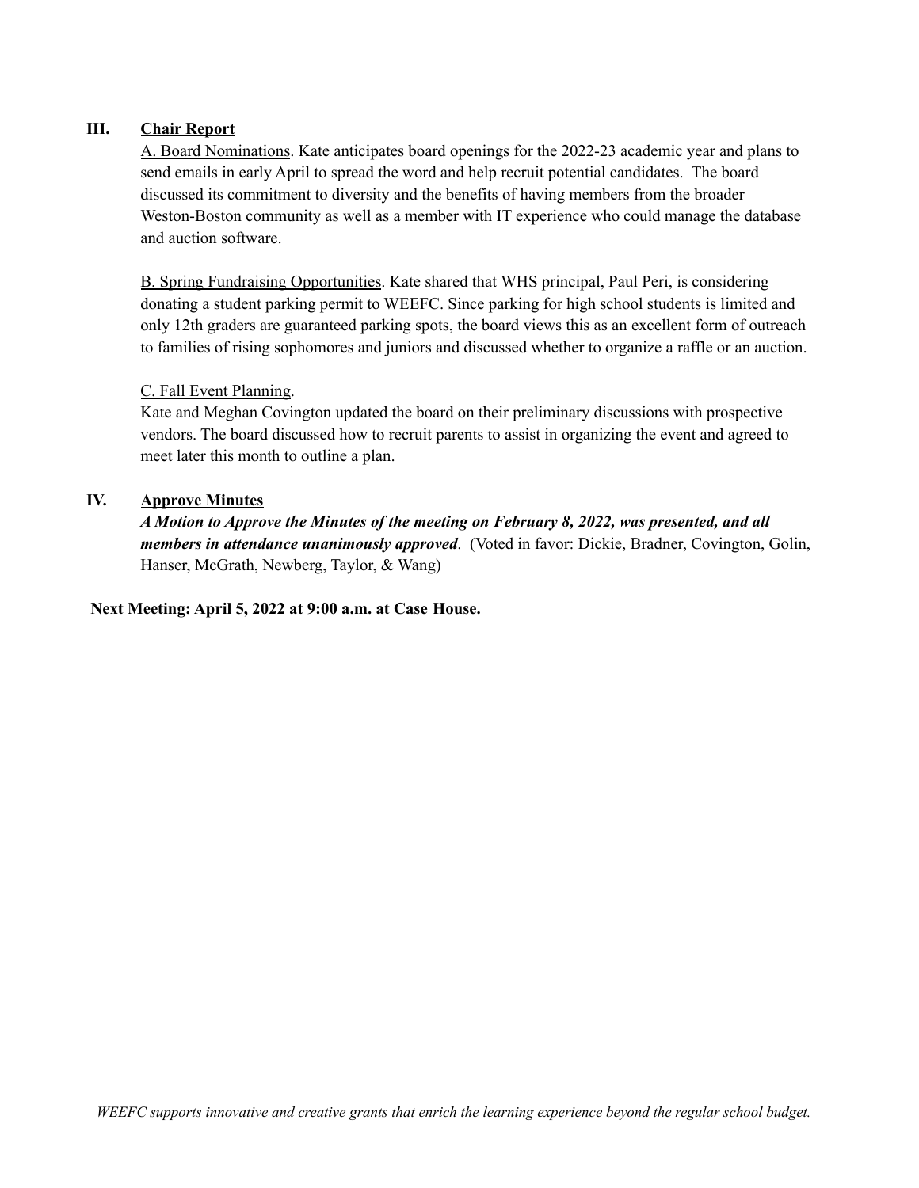## III. <u>Chair Report</u>

<u>A. Board Nominations</u>. Kate anticipates board openings for the 2022-23 academic year and plans to send emails in early April to spread the word and help recruit potential candidates. The board discussed its commitment to diversity and the benefits of having members from the broader Weston-Boston community as well as a member with IT experience who could manage the database and auction software.

<u>B. Spring Fundraising Opportunities</u>. Kate shared that WHS principal, Paul Peri, is considering donating a student parking permit to WEEFC. Since parking for high school students is limited and only 12th graders are guaranteed parking spots, the board views this as an excellent form of outreach to families of rising sophomores and juniors and discussed whether to organize a raffle or an auction.

<u>C. Fall Event Planning</u>.
Kate and Meghan Covington updated the board on their preliminary discussions with prospective vendors. The board discussed how to recruit parents to assist in organizing the event and agreed to meet later this month to outline a plan.

## IV. <u>Approve Minutes</u>

***A Motion to Approve the Minutes of the meeting on February 8, 2022, was presented, and all members in attendance unanimously approved***. (Voted in favor: Dickie, Bradner, Covington, Golin, Hanser, McGrath, Newberg, Taylor, & Wang)

**Next Meeting: April 5, 2022 at 9:00 a.m. at Case House.**

*WEEFC supports innovative and creative grants that enrich the learning experience beyond the regular school budget.*